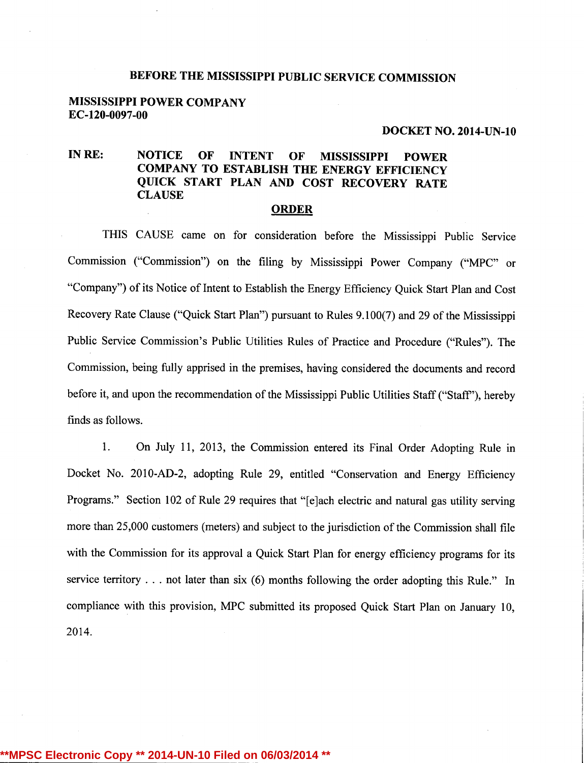# BEFORE THE MISSISSIPPI PUBLIC SERVICE COMMISSION

**MISSISSIPPI POWER COMPANY**
**EC-120-0097-00**

**DOCKET NO. 2014-UN-10**

**IN RE: NOTICE OF INTENT OF MISSISSIPPI POWER COMPANY TO ESTABLISH THE ENERGY EFFICIENCY QUICK START PLAN AND COST RECOVERY RATE CLAUSE**

## ORDER

THIS CAUSE came on for consideration before the Mississippi Public Service Commission ("Commission") on the filing by Mississippi Power Company ("MPC" or "Company") of its Notice of Intent to Establish the Energy Efficiency Quick Start Plan and Cost Recovery Rate Clause ("Quick Start Plan") pursuant to Rules 9.100(7) and 29 of the Mississippi Public Service Commission's Public Utilities Rules of Practice and Procedure ("Rules"). The Commission, being fully apprised in the premises, having considered the documents and record before it, and upon the recommendation of the Mississippi Public Utilities Staff ("Staff"), hereby finds as follows.

1. On July 11, 2013, the Commission entered its Final Order Adopting Rule in Docket No. 2010-AD-2, adopting Rule 29, entitled "Conservation and Energy Efficiency Programs." Section 102 of Rule 29 requires that "[e]ach electric and natural gas utility serving more than 25,000 customers (meters) and subject to the jurisdiction of the Commission shall file with the Commission for its approval a Quick Start Plan for energy efficiency programs for its service territory . . . not later than six (6) months following the order adopting this Rule." In compliance with this provision, MPC submitted its proposed Quick Start Plan on January 10, 2014.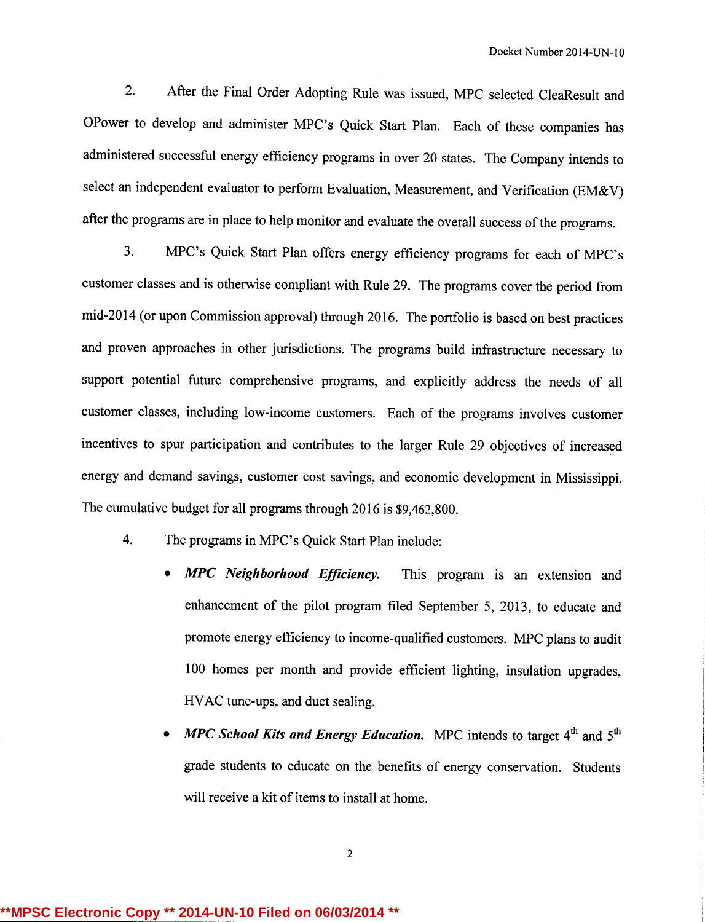2. After the Final Order Adopting Rule was issued, MPC selected CleaResult and OPower to develop and administer MPC's Quick Start Plan. Each of these companies has administered successful energy efficiency programs in over 20 states. The Company intends to select an independent evaluator to perform Evaluation, Measurement, and Verification (EM&V) after the programs are in place to help monitor and evaluate the overall success of the programs.

3. MPC's Quick Start Plan offers energy efficiency programs for each of MPC's customer classes and is otherwise compliant with Rule 29. The programs cover the period from mid-2014 (or upon Commission approval) through 2016. The portfolio is based on best practices and proven approaches in other jurisdictions. The programs build infrastructure necessary to support potential future comprehensive programs, and explicitly address the needs of all customer classes, including low-income customers. Each of the programs involves customer incentives to spur participation and contributes to the larger Rule 29 objectives of increased energy and demand savings, customer cost savings, and economic development in Mississippi. The cumulative budget for all programs through 2016 is $9,462,800.

4. The programs in MPC's Quick Start Plan include:

- ***MPC Neighborhood Efficiency.*** This program is an extension and enhancement of the pilot program filed September 5, 2013, to educate and promote energy efficiency to income-qualified customers. MPC plans to audit 100 homes per month and provide efficient lighting, insulation upgrades, HVAC tune-ups, and duct sealing.
- ***MPC School Kits and Energy Education.*** MPC intends to target 4th and 5th grade students to educate on the benefits of energy conservation. Students will receive a kit of items to install at home.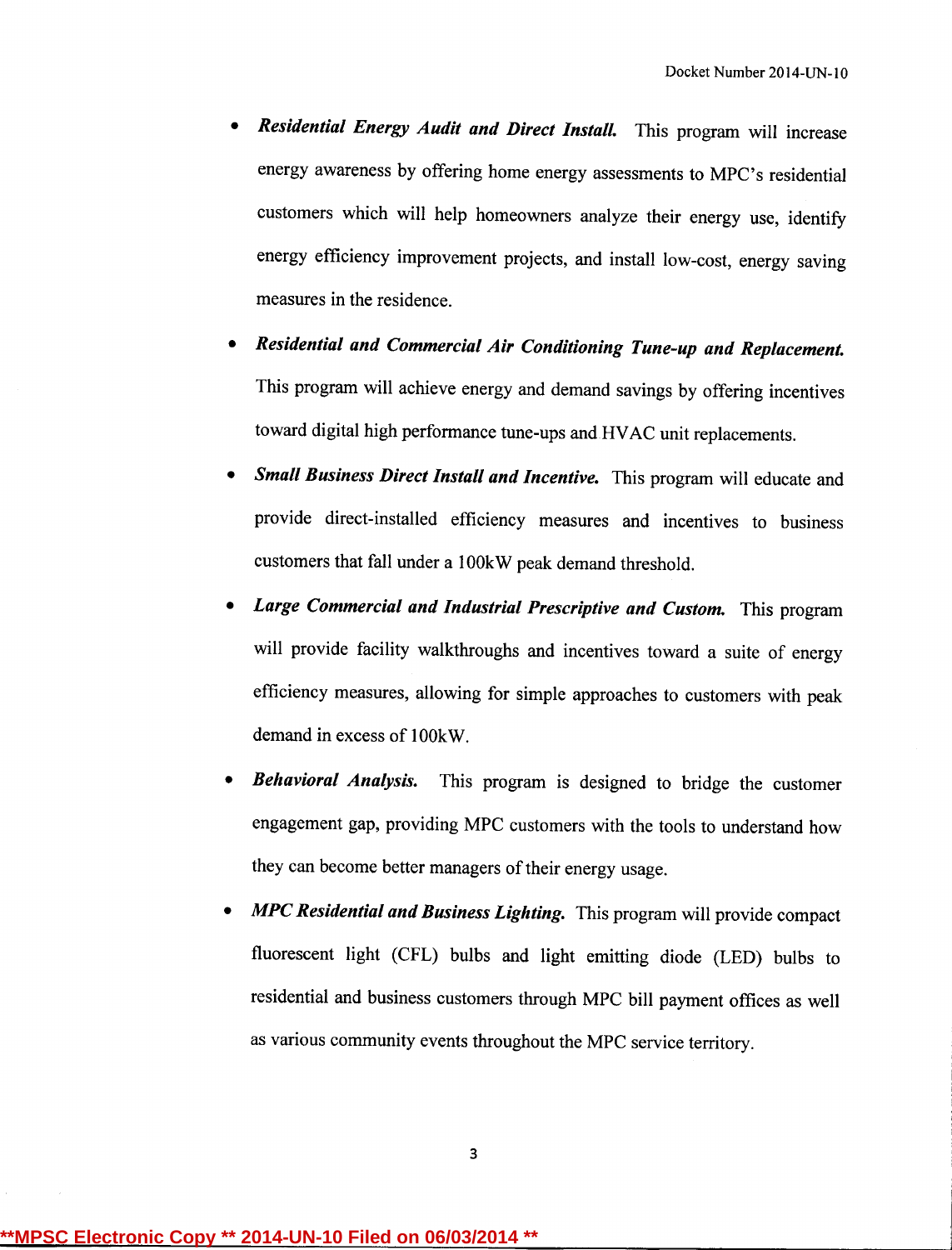- ***Residential Energy Audit and Direct Install.*** This program will increase energy awareness by offering home energy assessments to MPC's residential customers which will help homeowners analyze their energy use, identify energy efficiency improvement projects, and install low-cost, energy saving measures in the residence.

- ***Residential and Commercial Air Conditioning Tune-up and Replacement.*** This program will achieve energy and demand savings by offering incentives toward digital high performance tune-ups and HVAC unit replacements.

- ***Small Business Direct Install and Incentive.*** This program will educate and provide direct-installed efficiency measures and incentives to business customers that fall under a 100kW peak demand threshold.

- ***Large Commercial and Industrial Prescriptive and Custom.*** This program will provide facility walkthroughs and incentives toward a suite of energy efficiency measures, allowing for simple approaches to customers with peak demand in excess of 100kW.

- ***Behavioral Analysis.*** This program is designed to bridge the customer engagement gap, providing MPC customers with the tools to understand how they can become better managers of their energy usage.

- ***MPC Residential and Business Lighting.*** This program will provide compact fluorescent light (CFL) bulbs and light emitting diode (LED) bulbs to residential and business customers through MPC bill payment offices as well as various community events throughout the MPC service territory.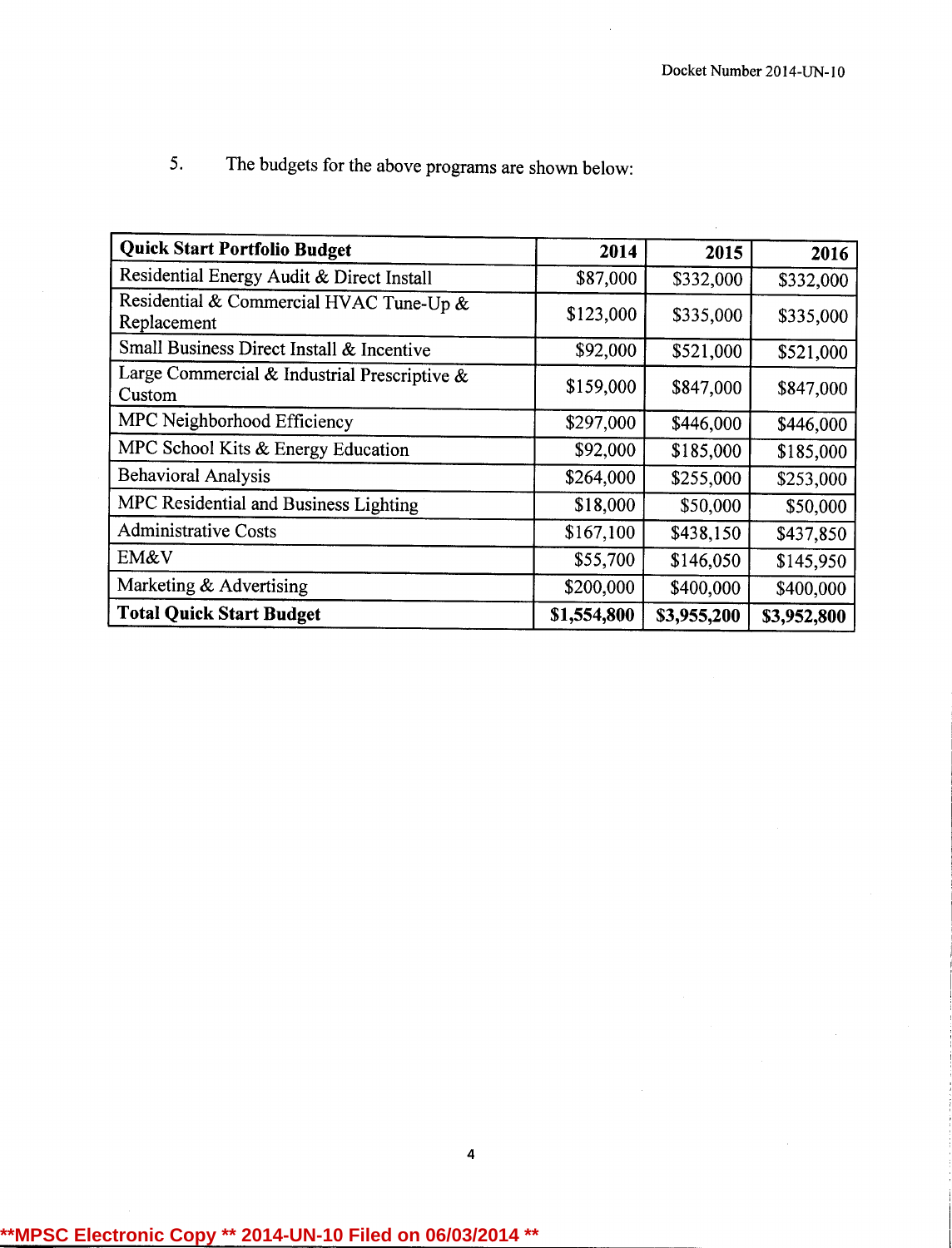5. The budgets for the above programs are shown below:

| Quick Start Portfolio Budget | 2014 | 2015 | 2016 |
|---|---|---|---|
| Residential Energy Audit & Direct Install | $87,000 | $332,000 | $332,000 |
| Residential & Commercial HVAC Tune-Up & Replacement | $123,000 | $335,000 | $335,000 |
| Small Business Direct Install & Incentive | $92,000 | $521,000 | $521,000 |
| Large Commercial & Industrial Prescriptive & Custom | $159,000 | $847,000 | $847,000 |
| MPC Neighborhood Efficiency | $297,000 | $446,000 | $446,000 |
| MPC School Kits & Energy Education | $92,000 | $185,000 | $185,000 |
| Behavioral Analysis | $264,000 | $255,000 | $253,000 |
| MPC Residential and Business Lighting | $18,000 | $50,000 | $50,000 |
| Administrative Costs | $167,100 | $438,150 | $437,850 |
| EM&V | $55,700 | $146,050 | $145,950 |
| Marketing & Advertising | $200,000 | $400,000 | $400,000 |
| **Total Quick Start Budget** | **$1,554,800** | **$3,955,200** | **$3,952,800** |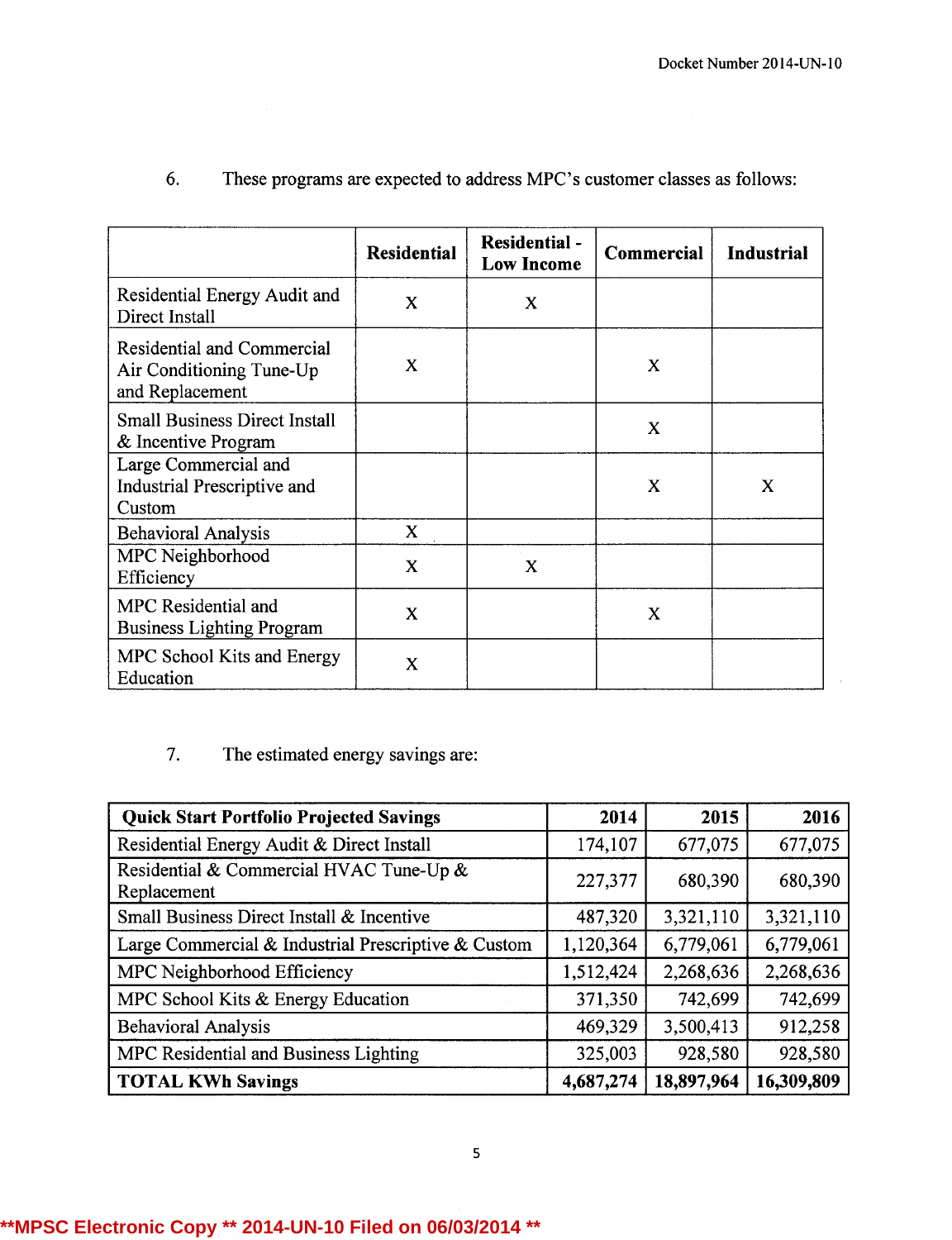6. These programs are expected to address MPC's customer classes as follows:

| | **Residential** | **Residential - Low Income** | **Commercial** | **Industrial** |
|---|---|---|---|---|
| Residential Energy Audit and Direct Install | X | X | | |
| Residential and Commercial Air Conditioning Tune-Up and Replacement | X | | X | |
| Small Business Direct Install & Incentive Program | | | X | |
| Large Commercial and Industrial Prescriptive and Custom | | | X | X |
| Behavioral Analysis | X | | | |
| MPC Neighborhood Efficiency | X | X | | |
| MPC Residential and Business Lighting Program | X | | X | |
| MPC School Kits and Energy Education | X | | | |

7. The estimated energy savings are:

| **Quick Start Portfolio Projected Savings** | **2014** | **2015** | **2016** |
|---|---|---|---|
| Residential Energy Audit & Direct Install | 174,107 | 677,075 | 677,075 |
| Residential & Commercial HVAC Tune-Up & Replacement | 227,377 | 680,390 | 680,390 |
| Small Business Direct Install & Incentive | 487,320 | 3,321,110 | 3,321,110 |
| Large Commercial & Industrial Prescriptive & Custom | 1,120,364 | 6,779,061 | 6,779,061 |
| MPC Neighborhood Efficiency | 1,512,424 | 2,268,636 | 2,268,636 |
| MPC School Kits & Energy Education | 371,350 | 742,699 | 742,699 |
| Behavioral Analysis | 469,329 | 3,500,413 | 912,258 |
| MPC Residential and Business Lighting | 325,003 | 928,580 | 928,580 |
| **TOTAL KWh Savings** | **4,687,274** | **18,897,964** | **16,309,809** |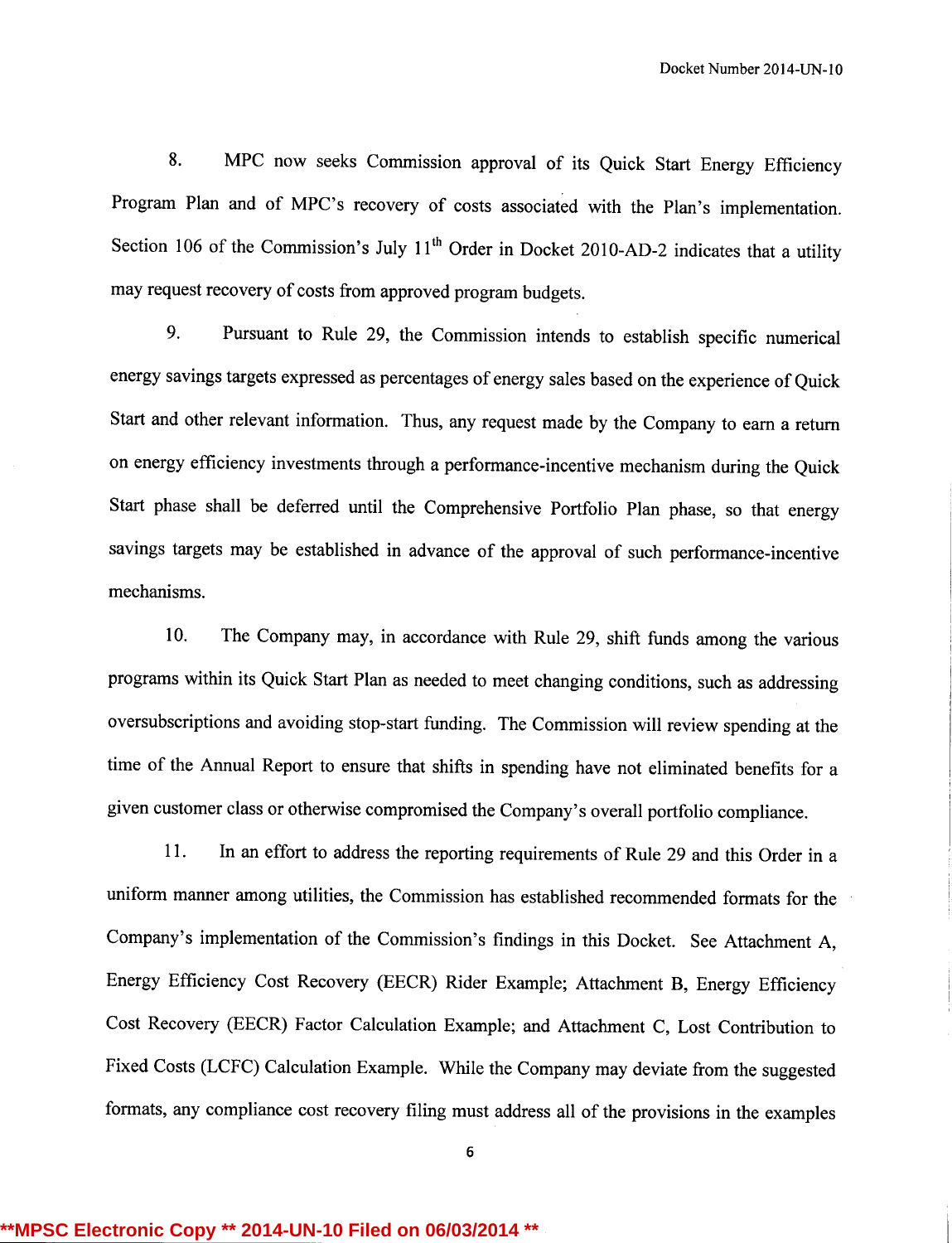8. MPC now seeks Commission approval of its Quick Start Energy Efficiency Program Plan and of MPC's recovery of costs associated with the Plan's implementation. Section 106 of the Commission's July 11th Order in Docket 2010-AD-2 indicates that a utility may request recovery of costs from approved program budgets.

9. Pursuant to Rule 29, the Commission intends to establish specific numerical energy savings targets expressed as percentages of energy sales based on the experience of Quick Start and other relevant information. Thus, any request made by the Company to earn a return on energy efficiency investments through a performance-incentive mechanism during the Quick Start phase shall be deferred until the Comprehensive Portfolio Plan phase, so that energy savings targets may be established in advance of the approval of such performance-incentive mechanisms.

10. The Company may, in accordance with Rule 29, shift funds among the various programs within its Quick Start Plan as needed to meet changing conditions, such as addressing oversubscriptions and avoiding stop-start funding. The Commission will review spending at the time of the Annual Report to ensure that shifts in spending have not eliminated benefits for a given customer class or otherwise compromised the Company's overall portfolio compliance.

11. In an effort to address the reporting requirements of Rule 29 and this Order in a uniform manner among utilities, the Commission has established recommended formats for the Company's implementation of the Commission's findings in this Docket. See Attachment A, Energy Efficiency Cost Recovery (EECR) Rider Example; Attachment B, Energy Efficiency Cost Recovery (EECR) Factor Calculation Example; and Attachment C, Lost Contribution to Fixed Costs (LCFC) Calculation Example. While the Company may deviate from the suggested formats, any compliance cost recovery filing must address all of the provisions in the examples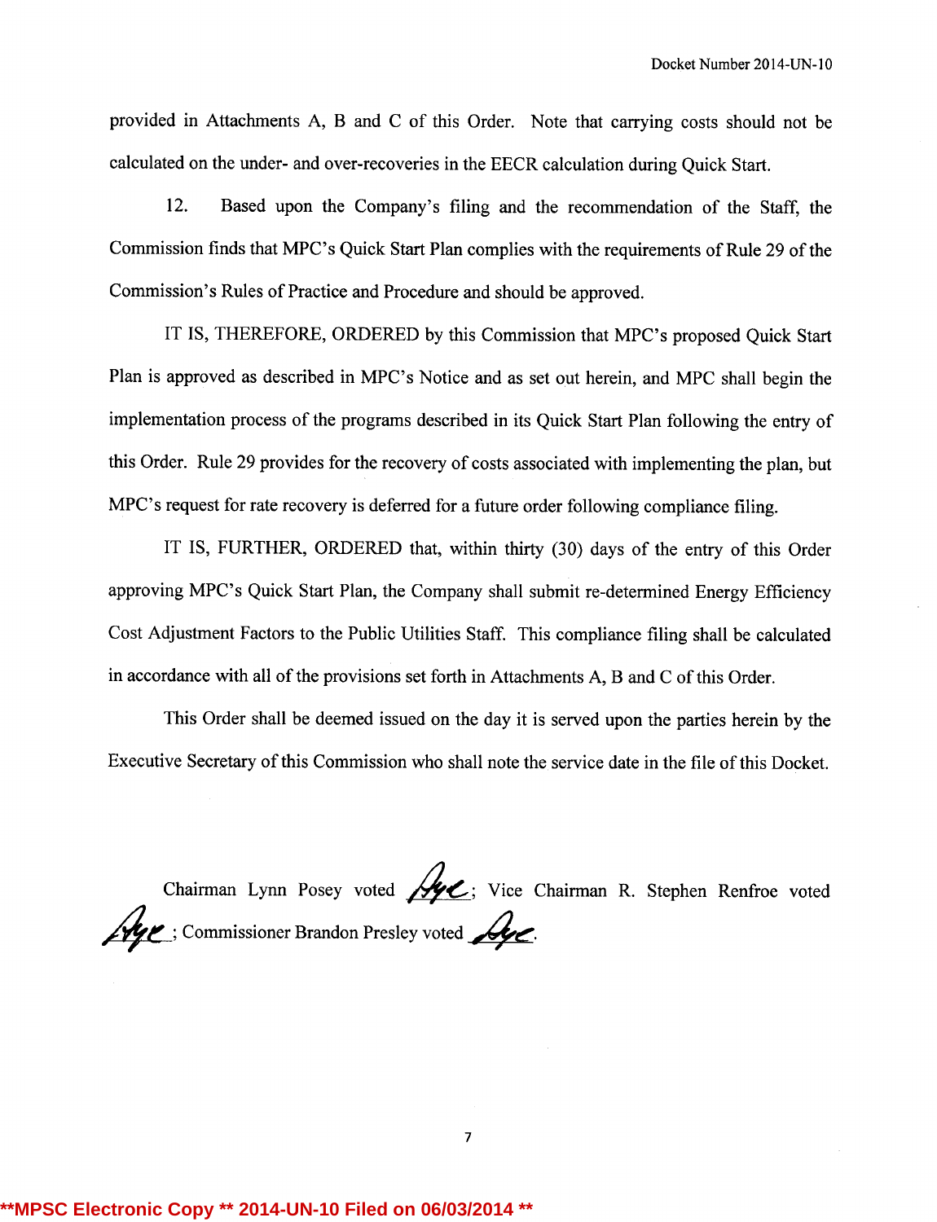provided in Attachments A, B and C of this Order. Note that carrying costs should not be calculated on the under- and over-recoveries in the EECR calculation during Quick Start.

12. Based upon the Company's filing and the recommendation of the Staff, the Commission finds that MPC's Quick Start Plan complies with the requirements of Rule 29 of the Commission's Rules of Practice and Procedure and should be approved.

IT IS, THEREFORE, ORDERED by this Commission that MPC's proposed Quick Start Plan is approved as described in MPC's Notice and as set out herein, and MPC shall begin the implementation process of the programs described in its Quick Start Plan following the entry of this Order. Rule 29 provides for the recovery of costs associated with implementing the plan, but MPC's request for rate recovery is deferred for a future order following compliance filing.

IT IS, FURTHER, ORDERED that, within thirty (30) days of the entry of this Order approving MPC's Quick Start Plan, the Company shall submit re-determined Energy Efficiency Cost Adjustment Factors to the Public Utilities Staff. This compliance filing shall be calculated in accordance with all of the provisions set forth in Attachments A, B and C of this Order.

This Order shall be deemed issued on the day it is served upon the parties herein by the Executive Secretary of this Commission who shall note the service date in the file of this Docket.

Chairman Lynn Posey voted Aye; Vice Chairman R. Stephen Renfroe voted Aye; Commissioner Brandon Presley voted Aye.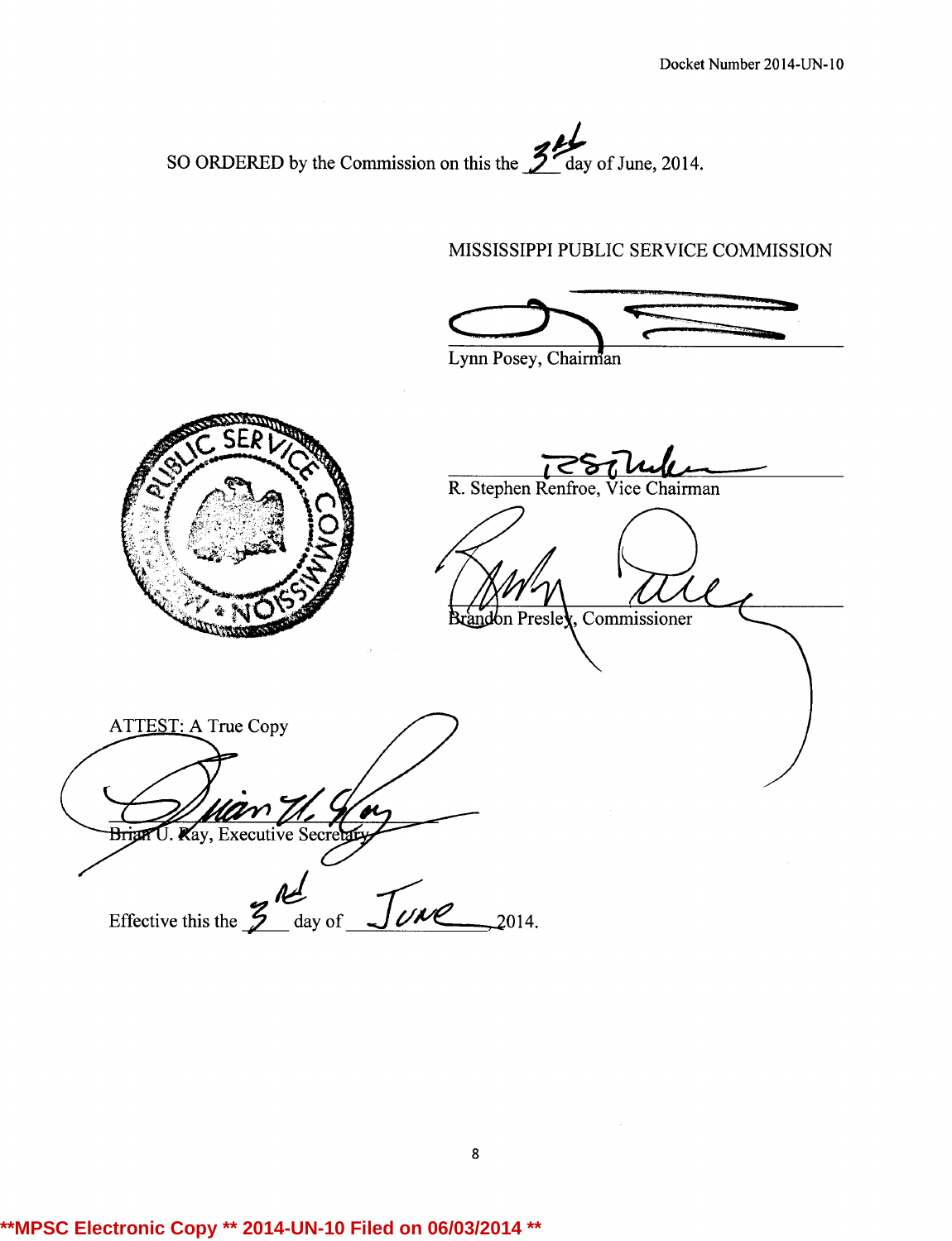Docket Number 2014-UN-10

SO ORDERED by the Commission on this the 3rd day of June, 2014.

MISSISSIPPI PUBLIC SERVICE COMMISSION

Lynn Posey, Chairman

R. Stephen Renfroe, Vice Chairman

Brandon Presley, Commissioner

ATTEST: A True Copy

Brian U. Ray, Executive Secretary

Effective this the 3rd day of June 2014.

**MPSC Electronic Copy ** 2014-UN-10 Filed on 06/03/2014 **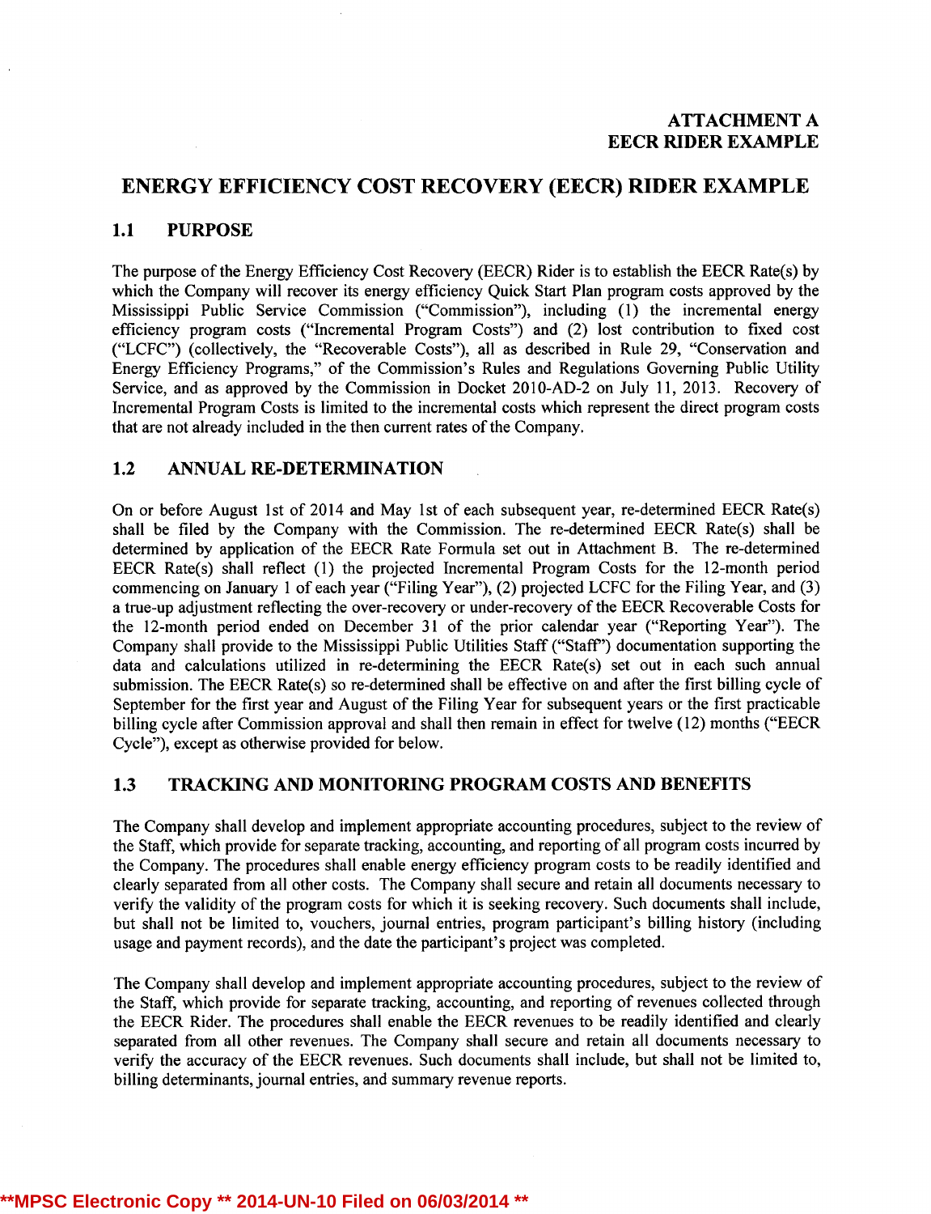**ATTACHMENT A**
**EECR RIDER EXAMPLE**

# ENERGY EFFICIENCY COST RECOVERY (EECR) RIDER EXAMPLE

## 1.1 PURPOSE

The purpose of the Energy Efficiency Cost Recovery (EECR) Rider is to establish the EECR Rate(s) by which the Company will recover its energy efficiency Quick Start Plan program costs approved by the Mississippi Public Service Commission ("Commission"), including (1) the incremental energy efficiency program costs ("Incremental Program Costs") and (2) lost contribution to fixed cost ("LCFC") (collectively, the "Recoverable Costs"), all as described in Rule 29, "Conservation and Energy Efficiency Programs," of the Commission's Rules and Regulations Governing Public Utility Service, and as approved by the Commission in Docket 2010-AD-2 on July 11, 2013. Recovery of Incremental Program Costs is limited to the incremental costs which represent the direct program costs that are not already included in the then current rates of the Company.

## 1.2 ANNUAL RE-DETERMINATION

On or before August 1st of 2014 and May 1st of each subsequent year, re-determined EECR Rate(s) shall be filed by the Company with the Commission. The re-determined EECR Rate(s) shall be determined by application of the EECR Rate Formula set out in Attachment B. The re-determined EECR Rate(s) shall reflect (1) the projected Incremental Program Costs for the 12-month period commencing on January 1 of each year ("Filing Year"), (2) projected LCFC for the Filing Year, and (3) a true-up adjustment reflecting the over-recovery or under-recovery of the EECR Recoverable Costs for the 12-month period ended on December 31 of the prior calendar year ("Reporting Year"). The Company shall provide to the Mississippi Public Utilities Staff ("Staff") documentation supporting the data and calculations utilized in re-determining the EECR Rate(s) set out in each such annual submission. The EECR Rate(s) so re-determined shall be effective on and after the first billing cycle of September for the first year and August of the Filing Year for subsequent years or the first practicable billing cycle after Commission approval and shall then remain in effect for twelve (12) months ("EECR Cycle"), except as otherwise provided for below.

## 1.3 TRACKING AND MONITORING PROGRAM COSTS AND BENEFITS

The Company shall develop and implement appropriate accounting procedures, subject to the review of the Staff, which provide for separate tracking, accounting, and reporting of all program costs incurred by the Company. The procedures shall enable energy efficiency program costs to be readily identified and clearly separated from all other costs. The Company shall secure and retain all documents necessary to verify the validity of the program costs for which it is seeking recovery. Such documents shall include, but shall not be limited to, vouchers, journal entries, program participant's billing history (including usage and payment records), and the date the participant's project was completed.

The Company shall develop and implement appropriate accounting procedures, subject to the review of the Staff, which provide for separate tracking, accounting, and reporting of revenues collected through the EECR Rider. The procedures shall enable the EECR revenues to be readily identified and clearly separated from all other revenues. The Company shall secure and retain all documents necessary to verify the accuracy of the EECR revenues. Such documents shall include, but shall not be limited to, billing determinants, journal entries, and summary revenue reports.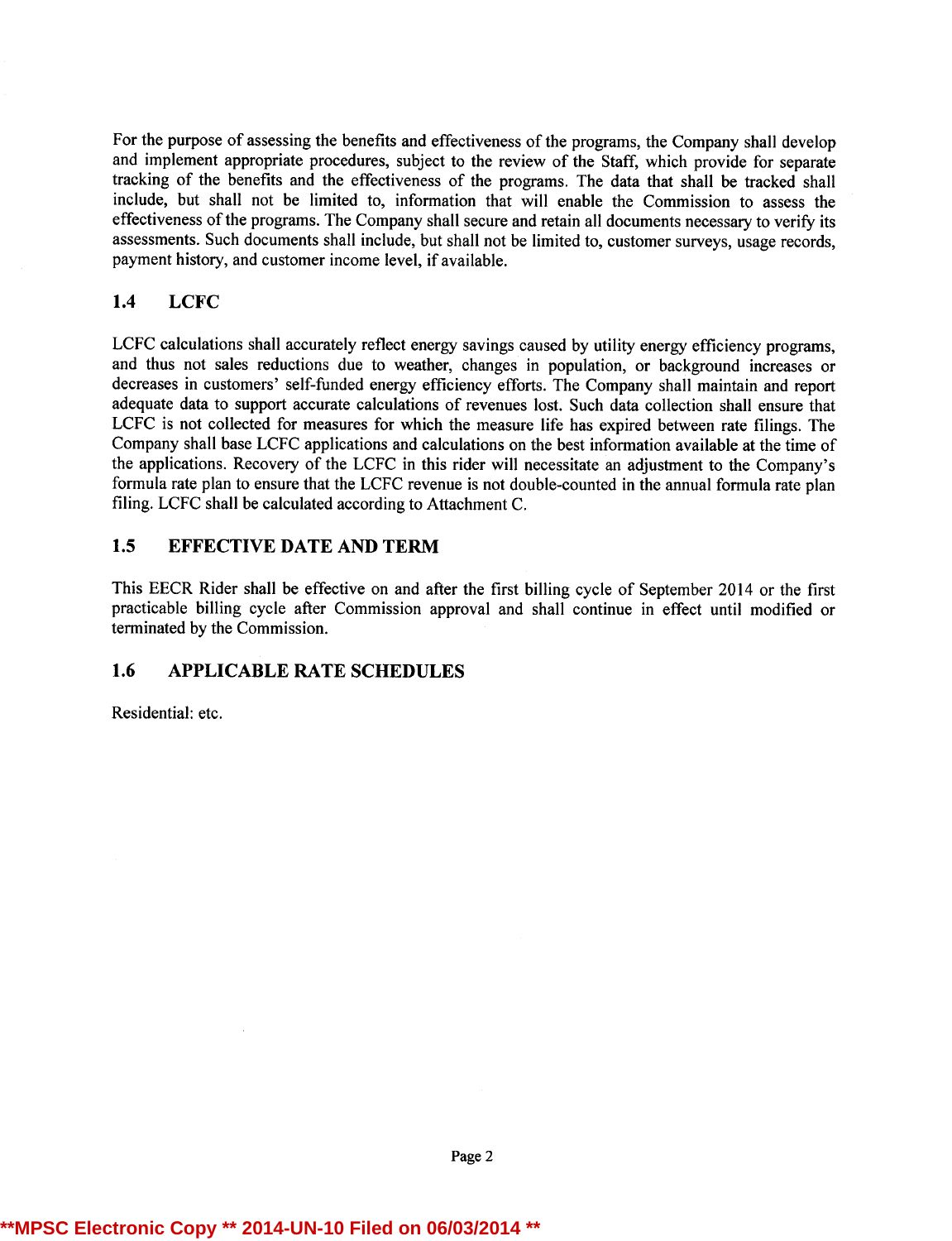For the purpose of assessing the benefits and effectiveness of the programs, the Company shall develop and implement appropriate procedures, subject to the review of the Staff, which provide for separate tracking of the benefits and the effectiveness of the programs. The data that shall be tracked shall include, but shall not be limited to, information that will enable the Commission to assess the effectiveness of the programs. The Company shall secure and retain all documents necessary to verify its assessments. Such documents shall include, but shall not be limited to, customer surveys, usage records, payment history, and customer income level, if available.

## 1.4 LCFC

LCFC calculations shall accurately reflect energy savings caused by utility energy efficiency programs, and thus not sales reductions due to weather, changes in population, or background increases or decreases in customers' self-funded energy efficiency efforts. The Company shall maintain and report adequate data to support accurate calculations of revenues lost. Such data collection shall ensure that LCFC is not collected for measures for which the measure life has expired between rate filings. The Company shall base LCFC applications and calculations on the best information available at the time of the applications. Recovery of the LCFC in this rider will necessitate an adjustment to the Company's formula rate plan to ensure that the LCFC revenue is not double-counted in the annual formula rate plan filing. LCFC shall be calculated according to Attachment C.

## 1.5 EFFECTIVE DATE AND TERM

This EECR Rider shall be effective on and after the first billing cycle of September 2014 or the first practicable billing cycle after Commission approval and shall continue in effect until modified or terminated by the Commission.

## 1.6 APPLICABLE RATE SCHEDULES

Residential: etc.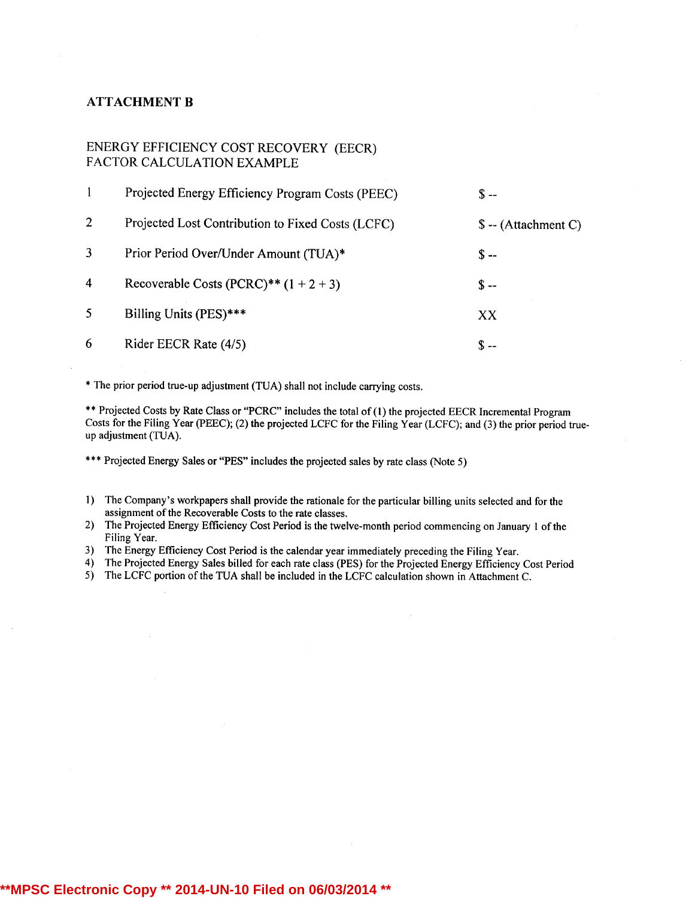## ATTACHMENT B

### ENERGY EFFICIENCY COST RECOVERY (EECR) FACTOR CALCULATION EXAMPLE

| | | |
|---|---|---|
| 1 | Projected Energy Efficiency Program Costs (PEEC) | $ -- |
| 2 | Projected Lost Contribution to Fixed Costs (LCFC) | $ -- (Attachment C) |
| 3 | Prior Period Over/Under Amount (TUA)* | $ -- |
| 4 | Recoverable Costs (PCRC)** (1 + 2 + 3) | $ -- |
| 5 | Billing Units (PES)*** | XX |
| 6 | Rider EECR Rate (4/5) | $ -- |

* The prior period true-up adjustment (TUA) shall not include carrying costs.

** Projected Costs by Rate Class or "PCRC" includes the total of (1) the projected EECR Incremental Program Costs for the Filing Year (PEEC); (2) the projected LCFC for the Filing Year (LCFC); and (3) the prior period true-up adjustment (TUA).

*** Projected Energy Sales or "PES" includes the projected sales by rate class (Note 5)

1) The Company's workpapers shall provide the rationale for the particular billing units selected and for the assignment of the Recoverable Costs to the rate classes.
2) The Projected Energy Efficiency Cost Period is the twelve-month period commencing on January 1 of the Filing Year.
3) The Energy Efficiency Cost Period is the calendar year immediately preceding the Filing Year.
4) The Projected Energy Sales billed for each rate class (PES) for the Projected Energy Efficiency Cost Period
5) The LCFC portion of the TUA shall be included in the LCFC calculation shown in Attachment C.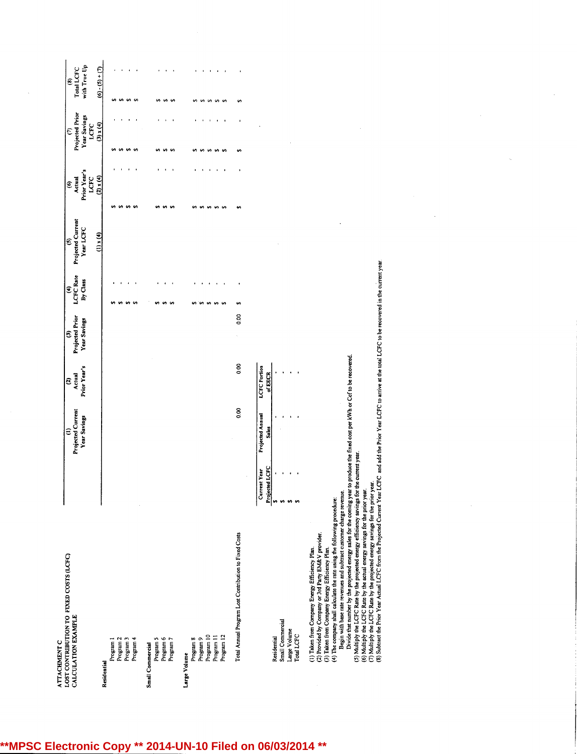ATTACHMENT C
LOST CONTRIBUTION TO FIXED COSTS (LCFC)
CALCULATION EXAMPLE

| | (1) Projected Current Year Savings | (2) Actual Prior Year's | (3) Projected Prior Year Savings | (4) LCFC Rate By Class | (5) Projected Current Year LCFC (1) x (4) | (6) Actual Prior Year's LCFC (2) x (4) | (7) Projected Prior Year Savings LCFC (3) x (4) | (8) Total LCFC with True Up (6) - (5) + (7) |
|---|---|---|---|---|---|---|---|---|
| **Residential** | | | | | | | | |
| Program 1 | | | | $ - | | $ - | $ - | $ - |
| Program 2 | | | | $ - | | $ - | $ - | $ - |
| Program 3 | | | | $ - | | $ - | $ - | $ - |
| Program 4 | | | | $ - | | $ - | $ - | $ - |
| **Small Commercial** | | | | | | | | |
| Program 5 | | | | $ - | | $ - | $ - | $ - |
| Program 6 | | | | $ - | | $ - | $ - | $ - |
| Program 7 | | | | $ - | | $ - | $ - | $ - |
| **Large Volume** | | | | | | | | |
| Program 8 | | | | $ - | | $ - | $ - | $ - |
| Program 9 | | | | $ - | | $ - | $ - | $ - |
| Program 10 | | | | $ - | | $ - | $ - | $ - |
| Program 11 | | | | $ - | | $ - | $ - | $ - |
| Program 12 | | | | $ - | | $ - | $ - | $ - |
| Total Annual Program Lost Contribution to Fixed Costs | 0.00 | 0.00 | 0.00 | $ - | | $ - | $ - | $ - |

| | Current Year Projected LCFC | Projected Annual Sales | LCFC Portion of EECR |
|---|---|---|---|
| Residential | $ - | - | - |
| Small Commercial | $ - | - | - |
| Large Volume | $ - | - | - |
| Total LCFC | $ - | - | - |

(1) Taken from Company Energy Efficiency Plan.
(2) Provided by Company or 3rd Party EM&V provider.
(3) Taken from Company Energy Efficiency Plan.
(4) The company shall calculate the rate using the following procedure:
Begin with base rate revenues and subtract customer charge revenue.
Divide that number by the projected energy sales for the coming year to produce the fixed cost per kWh or Ccf to be recovered.
(5) Multiply the LCFC Rate by the projected energy efficiency savings for the current year.
(6) Multiply the LCFC Rate by the actual energy savings for the prior year.
(7) Multiply the LCFC Rate by the projected energy savings for the prior year.
(8) Subtract the Prior Year Actual LCFC from the Projected Current Year LCFC and add the Prior Year LCFC to arrive at the total LCFC to be recovered in the current year.

**MPSC Electronic Copy ** 2014-UN-10 Filed on 06/03/2014 **